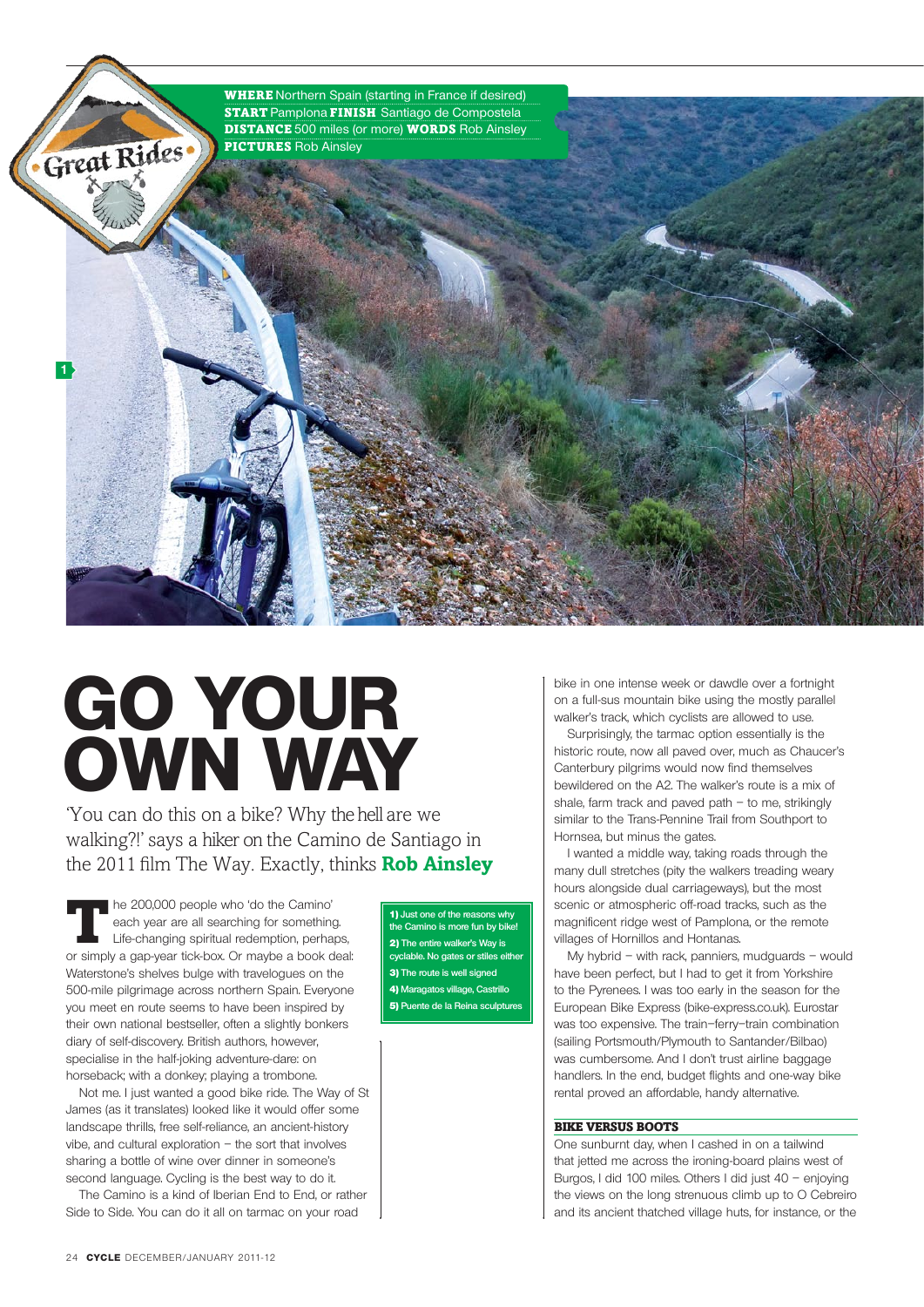**WHERE** Northern Spain (starting in France if desired)
**START** Pamplona **FINISH** Santiago de Compostela
**DISTANCE** 500 miles (or more) **WORDS** Rob Ainsley
**PICTURES** Rob Ainsley

Great Rides

# GO YOUR OWN WAY

'You can do this on a bike? Why the hell are we walking?!' says a hiker on the Camino de Santiago in the 2011 film The Way. Exactly, thinks **Rob Ainsley**

The 200,000 people who 'do the Camino' each year are all searching for something. Life-changing spiritual redemption, perhaps, or simply a gap-year tick-box. Or maybe a book deal: Waterstone's shelves bulge with travelogues on the 500-mile pilgrimage across northern Spain. Everyone you meet en route seems to have been inspired by their own national bestseller, often a slightly bonkers diary of self-discovery. British authors, however, specialise in the half-joking adventure-dare: on horseback; with a donkey; playing a trombone.

Not me. I just wanted a good bike ride. The Way of St James (as it translates) looked like it would offer some landscape thrills, free self-reliance, an ancient-history vibe, and cultural exploration – the sort that involves sharing a bottle of wine over dinner in someone's second language. Cycling is the best way to do it.

The Camino is a kind of Iberian End to End, or rather Side to Side. You can do it all on tarmac on your road bike in one intense week or dawdle over a fortnight on a full-sus mountain bike using the mostly parallel walker's track, which cyclists are allowed to use.

Surprisingly, the tarmac option essentially is the historic route, now all paved over, much as Chaucer's Canterbury pilgrims would now find themselves bewildered on the A2. The walker's route is a mix of shale, farm track and paved path – to me, strikingly similar to the Trans-Pennine Trail from Southport to Hornsea, but minus the gates.

I wanted a middle way, taking roads through the many dull stretches (pity the walkers treading weary hours alongside dual carriageways), but the most scenic or atmospheric off-road tracks, such as the magnificent ridge west of Pamplona, or the remote villages of Hornillos and Hontanas.

My hybrid – with rack, panniers, mudguards – would have been perfect, but I had to get it from Yorkshire to the Pyrenees. I was too early in the season for the European Bike Express (bike-express.co.uk). Eurostar was too expensive. The train–ferry–train combination (sailing Portsmouth/Plymouth to Santander/Bilbao) was cumbersome. And I don't trust airline baggage handlers. In the end, budget flights and one-way bike rental proved an affordable, handy alternative.

**1)** Just one of the reasons why the Camino is more fun by bike!
**2)** The entire walker's Way is cyclable. No gates or stiles either
**3)** The route is well signed
**4)** Maragatos village, Castrillo
**5)** Puente de la Reina sculptures

### BIKE VERSUS BOOTS

One sunburnt day, when I cashed in on a tailwind that jetted me across the ironing-board plains west of Burgos, I did 100 miles. Others I did just 40 – enjoying the views on the long strenuous climb up to O Cebreiro and its ancient thatched village huts, for instance, or the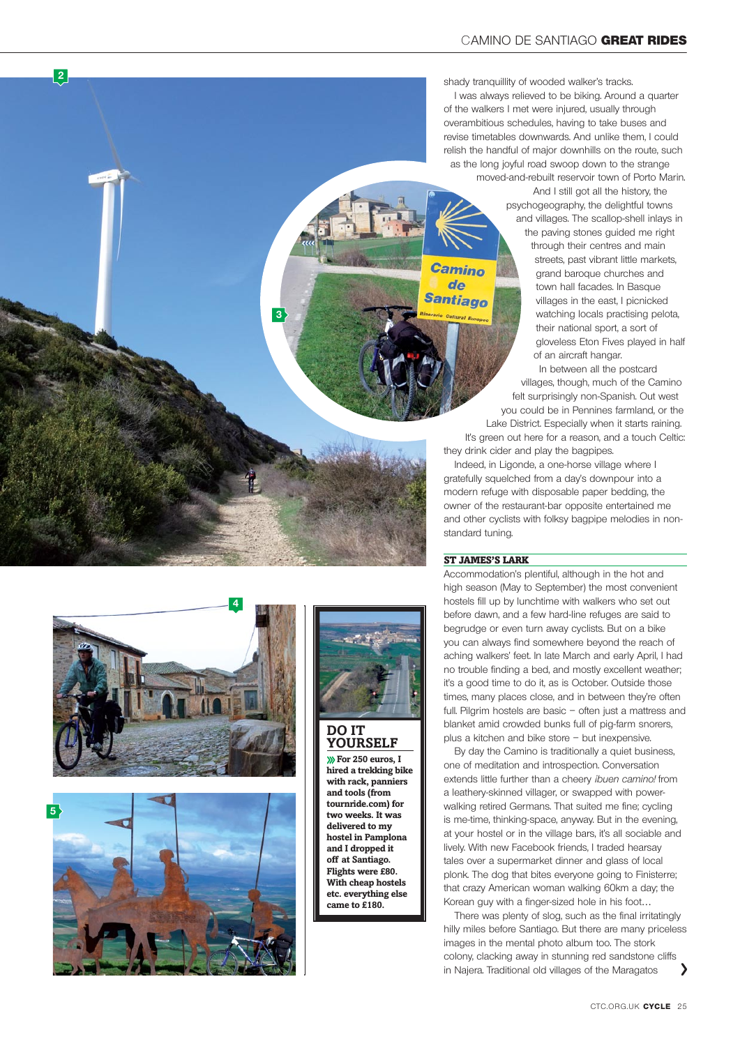shady tranquillity of wooded walker's tracks.

I was always relieved to be biking. Around a quarter of the walkers I met were injured, usually through overambitious schedules, having to take buses and revise timetables downwards. And unlike them, I could relish the handful of major downhills on the route, such as the long joyful road swoop down to the strange moved-and-rebuilt reservoir town of Porto Marin.

And I still got all the history, the psychogeography, the delightful towns and villages. The scallop-shell inlays in the paving stones guided me right through their centres and main streets, past vibrant little markets, grand baroque churches and town hall facades. In Basque villages in the east, I picnicked watching locals practising pelota, their national sport, a sort of gloveless Eton Fives played in half of an aircraft hangar.

In between all the postcard villages, though, much of the Camino felt surprisingly non-Spanish. Out west you could be in Pennines farmland, or the Lake District. Especially when it starts raining. It's green out here for a reason, and a touch Celtic: they drink cider and play the bagpipes.

Indeed, in Ligonde, a one-horse village where I gratefully squelched from a day's downpour into a modern refuge with disposable paper bedding, the owner of the restaurant-bar opposite entertained me and other cyclists with folksy bagpipe melodies in non-standard tuning.

## ST JAMES'S LARK

Accommodation's plentiful, although in the hot and high season (May to September) the most convenient hostels fill up by lunchtime with walkers who set out before dawn, and a few hard-line refuges are said to begrudge or even turn away cyclists. But on a bike you can always find somewhere beyond the reach of aching walkers' feet. In late March and early April, I had no trouble finding a bed, and mostly excellent weather; it's a good time to do it, as is October. Outside those times, many places close, and in between they're often full. Pilgrim hostels are basic – often just a mattress and blanket amid crowded bunks full of pig-farm snorers, plus a kitchen and bike store – but inexpensive.

By day the Camino is traditionally a quiet business, one of meditation and introspection. Conversation extends little further than a cheery *ibuen camino!* from a leathery-skinned villager, or swapped with power-walking retired Germans. That suited me fine; cycling is me-time, thinking-space, anyway. But in the evening, at your hostel or in the village bars, it's all sociable and lively. With new Facebook friends, I traded hearsay tales over a supermarket dinner and glass of local plonk. The dog that bites everyone going to Finisterre; that crazy American woman walking 60km a day; the Korean guy with a finger-sized hole in his foot…

There was plenty of slog, such as the final irritatingly hilly miles before Santiago. But there are many priceless images in the mental photo album too. The stork colony, clacking away in stunning red sandstone cliffs in Najera. Traditional old villages of the Maragatos

## DO IT YOURSELF

**» For 250 euros, I hired a trekking bike with rack, panniers and tools (from tournride.com) for two weeks. It was delivered to my hostel in Pamplona and I dropped it off at Santiago. Flights were £80. With cheap hostels etc. everything else came to £180.**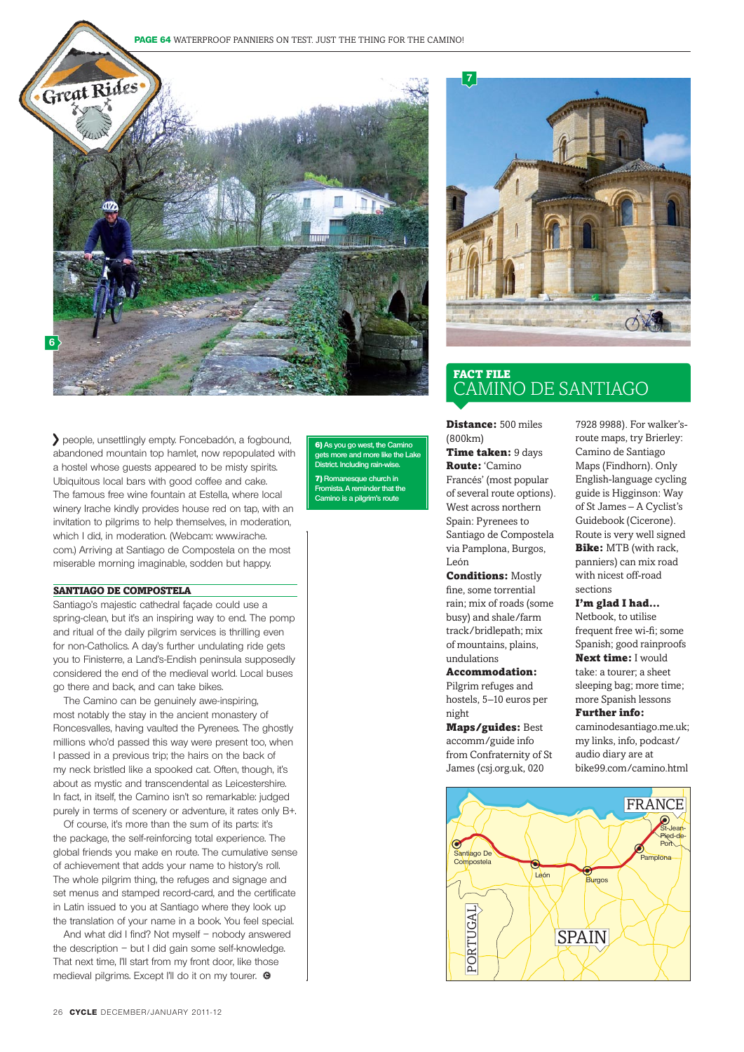people, unsettlingly empty. Foncebadón, a fogbound, abandoned mountain top hamlet, now repopulated with a hostel whose guests appeared to be misty spirits. Ubiquitous local bars with good coffee and cake. The famous free wine fountain at Estella, where local winery Irache kindly provides house red on tap, with an invitation to pilgrims to help themselves, in moderation, which I did, in moderation. (Webcam: www.irache.com.) Arriving at Santiago de Compostela on the most miserable morning imaginable, sodden but happy.

**SANTIAGO DE COMPOSTELA**

Santiago's majestic cathedral façade could use a spring-clean, but it's an inspiring way to end. The pomp and ritual of the daily pilgrim services is thrilling even for non-Catholics. A day's further undulating ride gets you to Finisterre, a Land's-Endish peninsula supposedly considered the end of the medieval world. Local buses go there and back, and can take bikes.

The Camino can be genuinely awe-inspiring, most notably the stay in the ancient monastery of Roncesvalles, having vaulted the Pyrenees. The ghostly millions who'd passed this way were present too, when I passed in a previous trip; the hairs on the back of my neck bristled like a spooked cat. Often, though, it's about as mystic and transcendental as Leicestershire. In fact, in itself, the Camino isn't so remarkable: judged purely in terms of scenery or adventure, it rates only B+.

Of course, it's more than the sum of its parts: it's the package, the self-reinforcing total experience. The global friends you make en route. The cumulative sense of achievement that adds your name to history's roll. The whole pilgrim thing, the refuges and signage and set menus and stamped record-card, and the certificate in Latin issued to you at Santiago where they look up the translation of your name in a book. You feel special.

And what did I find? Not myself – nobody answered the description – but I did gain some self-knowledge. That next time, I'll start from my front door, like those medieval pilgrims. Except I'll do it on my tourer.

**6)** As you go west, the Camino gets more and more like the Lake District. Including rain-wise.

**7)** Romanesque church in Fromista. A reminder that the Camino is a pilgrim's route

## FACT FILE
## CAMINO DE SANTIAGO

**Distance:** 500 miles (800km)

**Time taken:** 9 days

**Route:** 'Camino Francés' (most popular of several route options). West across northern Spain: Pyrenees to Santiago de Compostela via Pamplona, Burgos, León

**Conditions:** Mostly fine, some torrential rain; mix of roads (some busy) and shale/farm track/bridlepath; mix of mountains, plains, undulations

**Accommodation:** Pilgrim refuges and hostels, 5–10 euros per night

**Maps/guides:** Best accomm/guide info from Confraternity of St James (csj.org.uk, 020 7928 9988). For walker's-route maps, try Brierley: Camino de Santiago Maps (Findhorn). Only English-language cycling guide is Higginson: Way of St James – A Cyclist's Guidebook (Cicerone). Route is very well signed

**Bike:** MTB (with rack, panniers) can mix road with nicest off-road sections

**I'm glad I had…** Netbook, to utilise frequent free wi-fi; some Spanish; good rainproofs

**Next time:** I would take: a tourer; a sheet sleeping bag; more time; more Spanish lessons

**Further info:** caminodesantiago.me.uk; my links, info, podcast/audio diary are at bike99.com/camino.html

FRANCE
St-Jean-Pied-de-Port
Pamplona
Burgos
León
Santiago De Compostela
PORTUGAL
SPAIN